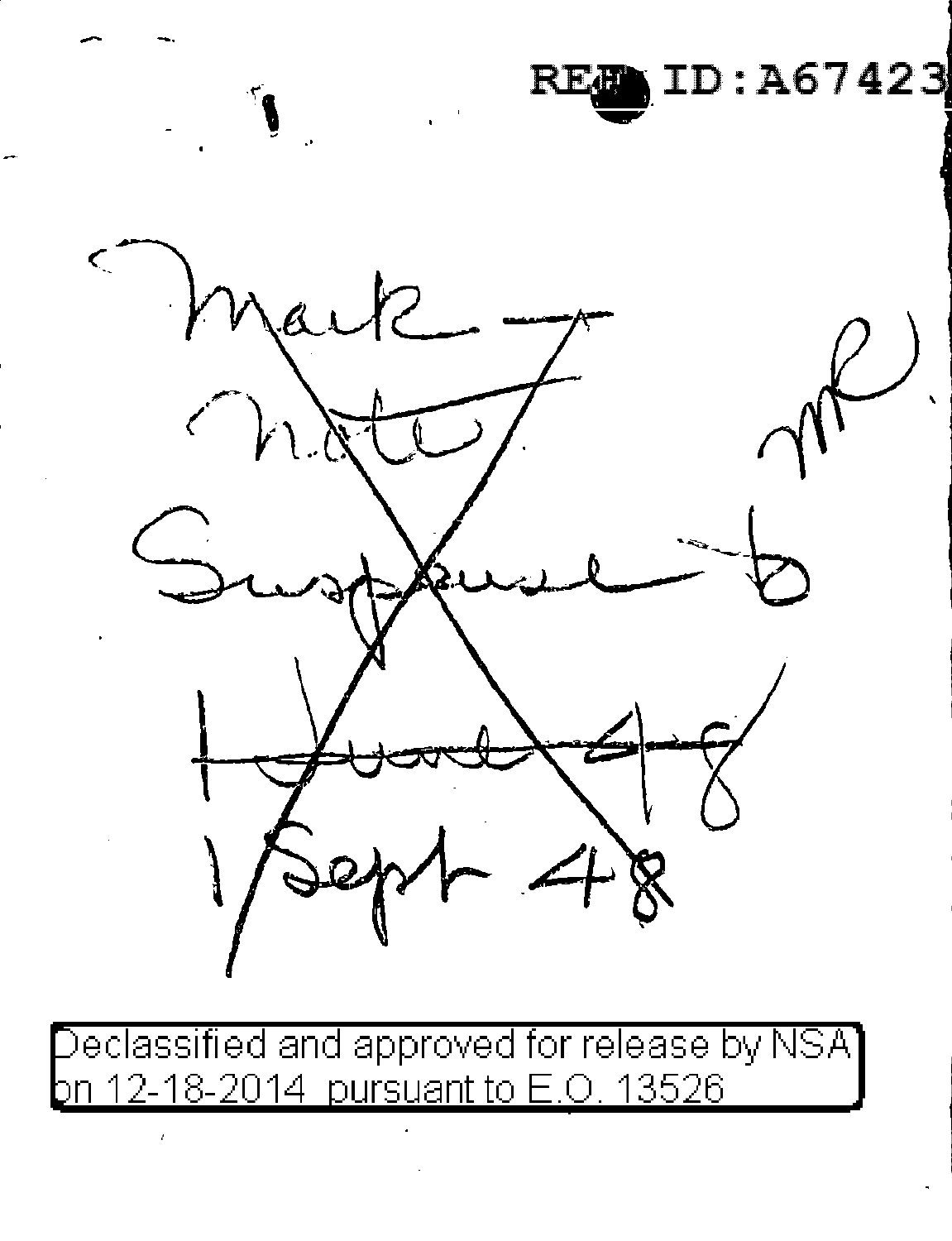REF ID:A67423

Mark —
Note
Suspense to
~~June 48~~
1 Sept 48

me

Declassified and approved for release by NSA on 12-18-2014 pursuant to E.O. 13526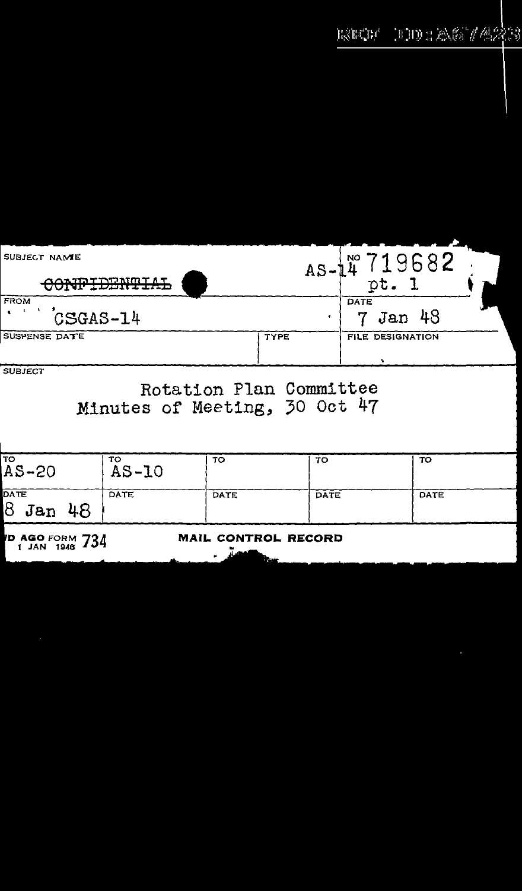REF ID:A67423

| SUBJECT NAME | | | NO |
|---|---|---|---|
| ~~CONFIDENTIAL~~ | | AS-14 | 719682 pt. 1 |
| FROM | | | DATE |
| CSGAS-14 | | | 7 Jan 48 |
| SUSPENSE DATE | | TYPE | FILE DESIGNATION |
| | | | |

SUBJECT

Rotation Plan Committee
Minutes of Meeting, 30 Oct 47

| TO | TO | TO | TO | TO |
|---|---|---|---|---|
| AS-20 | AS-10 | | | |
| DATE | DATE | DATE | DATE | DATE |
| 8 Jan 48 | | | | |

WD AGO FORM 734
1 JAN 1946

MAIL CONTROL RECORD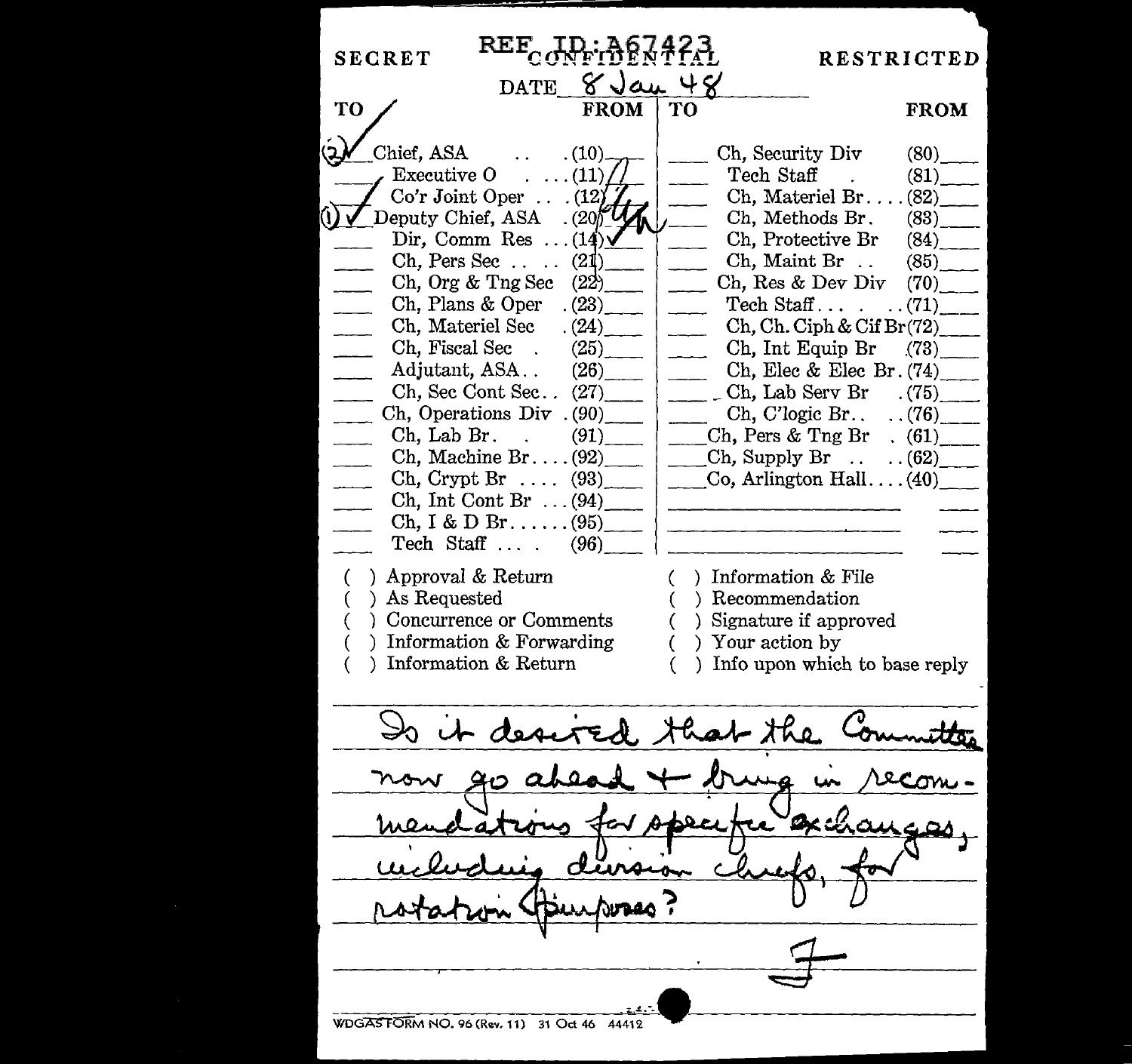SECRET | REF ID:A67423 | CONFIDENTIAL | RESTRICTED

DATE 8 Jan 48

| TO | | FROM | TO | | FROM |
|---|---|---|---|---|---|
| (2) ✓ | Chief, ASA .. (10) | | | Ch, Security Div (80) | |
| | Executive O .... (11) | | | Tech Staff . (81) | |
| | Co'r Joint Oper .. (12) | | | Ch, Materiel Br.... (82) | |
| (1) ✓ | Deputy Chief, ASA (20) | | | Ch, Methods Br. (83) | |
| | Dir, Comm Res ... (14) | ✓ | | Ch, Protective Br (84) | |
| | Ch, Pers Sec .. .. (21) | | | Ch, Maint Br .. (85) | |
| | Ch, Org & Tng Sec (22) | | | Ch, Res & Dev Div (70) | |
| | Ch, Plans & Oper (23) | | | Tech Staff.... ..(71) | |
| | Ch, Materiel Sec (24) | | | Ch, Ch. Ciph & Cif Br (72) | |
| | Ch, Fiscal Sec . (25) | | | Ch, Int Equip Br (73) | |
| | Adjutant, ASA.. (26) | | | Ch, Elec & Elec Br. (74) | |
| | Ch, Sec Cont Sec.. (27) | | | Ch, Lab Serv Br . (75) | |
| | Ch, Operations Div . (90) | | | Ch, C'logic Br.. ..(76) | |
| | Ch, Lab Br. . (91) | | | Ch, Pers & Tng Br . (61) | |
| | Ch, Machine Br.... (92) | | | Ch, Supply Br .. ..(62) | |
| | Ch, Crypt Br .... (93) | | | Co, Arlington Hall.... (40) | |
| | Ch, Int Cont Br ... (94) | | | | |
| | Ch, I & D Br...... (95) | | | | |
| | Tech Staff .... (96) | | | | |

( ) Approval & Return
( ) As Requested
( ) Concurrence or Comments
( ) Information & Forwarding
( ) Information & Return
( ) Information & File
( ) Recommendation
( ) Signature if approved
( ) Your action by
( ) Info upon which to base reply

Is it desired that the Committee now go ahead + bring in recommendations for specific exchanges, including division chiefs, for rotation purposes?

F

WDGAS FORM NO. 96 (Rev. 11) 31 Oct 46 44412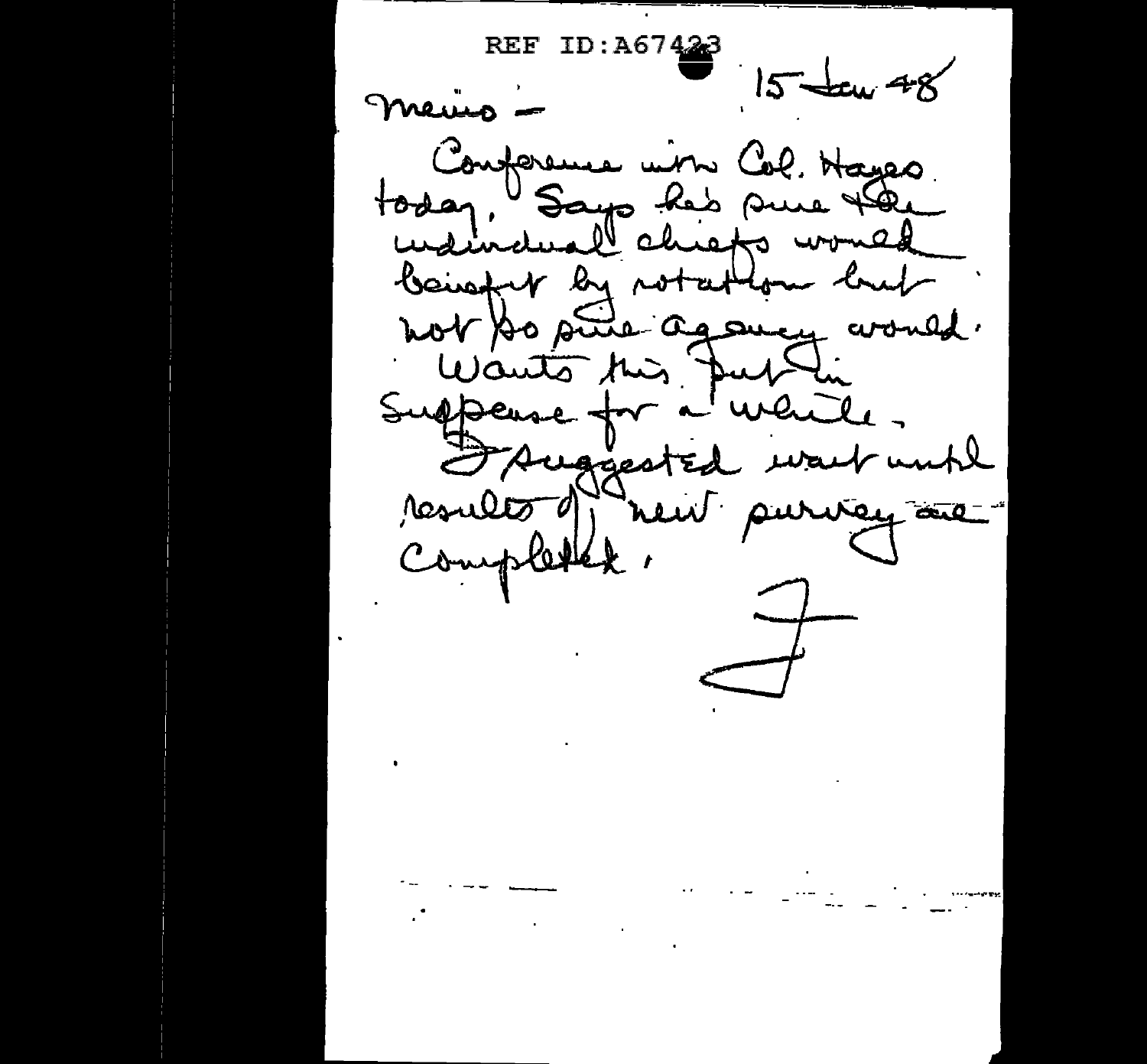REF ID:A67423

15 Jan 48

Memo –

Conference with Col. Hayes today. Says he's sure the individual chiefs would benefit by rotation but not so sure agency would. Wants this put in suspense for a while.

I suggested wait until results of new survey are completed.

F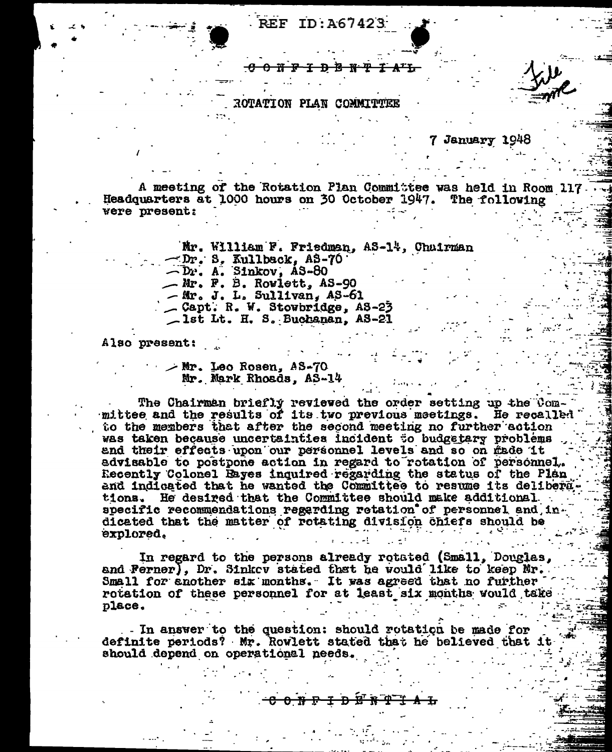REF ID:A67423

~~CONFIDENTIAL~~

ROTATION PLAN COMMITTEE

7 January 1948

A meeting of the Rotation Plan Committee was held in Room 117 Headquarters at 1000 hours on 30 October 1947. The following were present:

- Mr. William F. Friedman, AS-14, Chairman
- Dr. S. Kullback, AS-70
- Dr. A. Sinkov, AS-80
- Mr. F. B. Rowlett, AS-90
- Mr. J. L. Sullivan, AS-61
- Capt. R. W. Stowbridge, AS-23
- 1st Lt. H. S. Buchanan, AS-21

Also present:

- Mr. Leo Rosen, AS-70
- Mr. Mark Rhoads, AS-14

The Chairman briefly reviewed the order setting up the Committee and the results of its two previous meetings. He recalled to the members that after the second meeting no further action was taken because uncertainties incident to budgetary problems and their effects upon our personnel levels and so on made it advisable to postpone action in regard to rotation of personnel. Recently Colonel Hayes inquired regarding the status of the Plan and indicated that he wanted the Committee to resume its deliberations. He desired that the Committee should make additional specific recommendations regarding rotation of personnel and indicated that the matter of rotating division chiefs should be explored.

In regard to the persons already rotated (Small, Douglas, and Ferner), Dr. Sinkov stated that he would like to keep Mr. Small for another six months. It was agreed that no further rotation of these personnel for at least six months would take place.

In answer to the question: should rotation be made for definite periods? Mr. Rowlett stated that he believed that it should depend on operational needs.

~~CONFIDENTIAL~~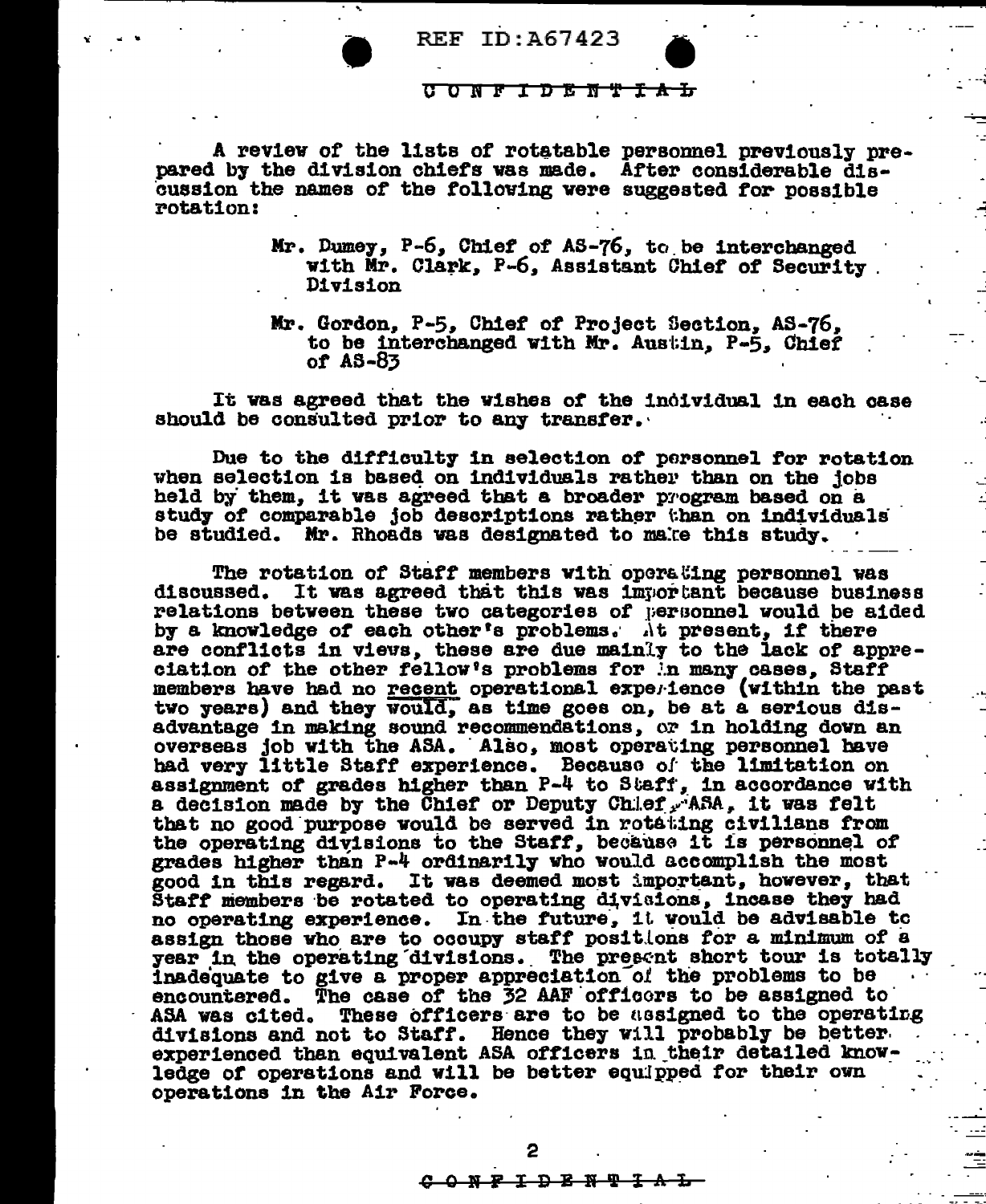REF ID:A67423

CONFIDENTIAL

A review of the lists of rotatable personnel previously prepared by the division chiefs was made. After considerable discussion the names of the following were suggested for possible rotation:

> Mr. Dumey, P-6, Chief of AS-76, to be interchanged with Mr. Clark, P-6, Assistant Chief of Security Division
>
> Mr. Gordon, P-5, Chief of Project Section, AS-76, to be interchanged with Mr. Austin, P-5, Chief of AS-83

It was agreed that the wishes of the individual in each case should be consulted prior to any transfer.

Due to the difficulty in selection of personnel for rotation when selection is based on individuals rather than on the jobs held by them, it was agreed that a broader program based on a study of comparable job descriptions rather than on individuals be studied. Mr. Rhoads was designated to make this study.

The rotation of Staff members with operating personnel was discussed. It was agreed that this was important because business relations between these two categories of personnel would be aided by a knowledge of each other's problems. At present, if there are conflicts in views, these are due mainly to the lack of appreciation of the other fellow's problems for in many cases, Staff members have had no <u>recent</u> operational experience (within the past two years) and they <u>would</u>, as time goes on, be at a serious disadvantage in making sound recommendations, or in holding down an overseas job with the ASA. Also, most operating personnel have had very little Staff experience. Because of the limitation on assignment of grades higher than P-4 to Staff, in accordance with a decision made by the Chief or Deputy Chief, ASA, it was felt that no good purpose would be served in rotating civilians from the operating divisions to the Staff, because it is personnel of grades higher than P-4 ordinarily who would accomplish the most good in this regard. It was deemed most important, however, that Staff members be rotated to operating divisions, incase they had no operating experience. In the future, it would be advisable to assign those who are to occupy staff positions for a minimum of a year in the operating divisions. The present short tour is totally inadequate to give a proper appreciation of the problems to be encountered. The case of the 32 AAF officers to be assigned to ASA was cited. These officers are to be assigned to the operating divisions and not to Staff. Hence they will probably be better experienced than equivalent ASA officers in their detailed knowledge of operations and will be better equipped for their own operations in the Air Force.

CONFIDENTIAL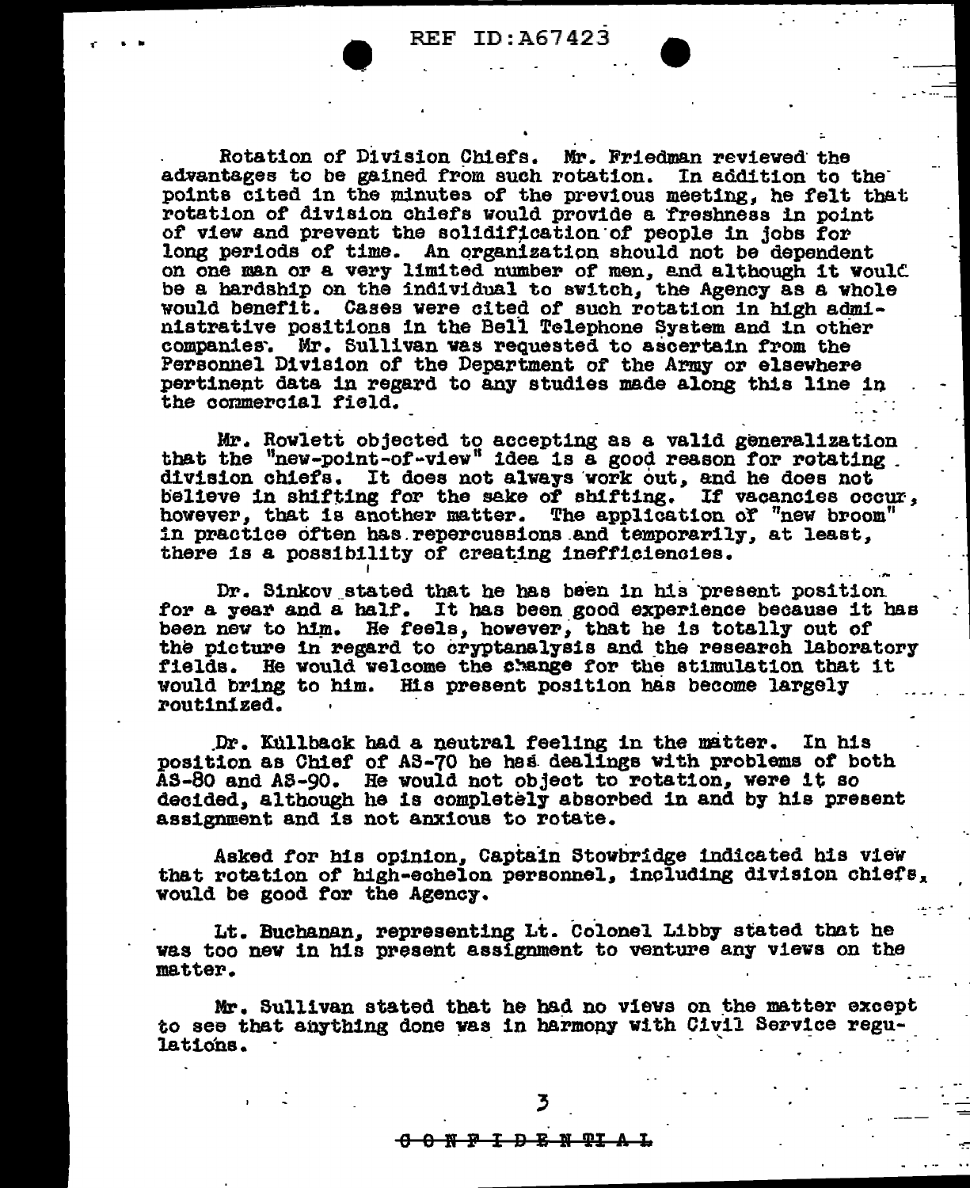Rotation of Division Chiefs. Mr. Friedman reviewed the advantages to be gained from such rotation. In addition to the points cited in the minutes of the previous meeting, he felt that rotation of division chiefs would provide a freshness in point of view and prevent the solidification of people in jobs for long periods of time. An organization should not be dependent on one man or a very limited number of men, and although it would be a hardship on the individual to switch, the Agency as a whole would benefit. Cases were cited of such rotation in high administrative positions in the Bell Telephone System and in other companies. Mr. Sullivan was requested to ascertain from the Personnel Division of the Department of the Army or elsewhere pertinent data in regard to any studies made along this line in the commercial field.

Mr. Rowlett objected to accepting as a valid generalization that the "new-point-of-view" idea is a good reason for rotating division chiefs. It does not always work out, and he does not believe in shifting for the sake of shifting. If vacancies occur, however, that is another matter. The application of "new broom" in practice often has repercussions and temporarily, at least, there is a possibility of creating inefficiencies.

Dr. Sinkov stated that he has been in his present position for a year and a half. It has been good experience because it has been new to him. He feels, however, that he is totally out of the picture in regard to cryptanalysis and the research laboratory fields. He would welcome the change for the stimulation that it would bring to him. His present position has become largely routinized.

Dr. Kullback had a neutral feeling in the matter. In his position as Chief of AS-70 he has dealings with problems of both AS-80 and AS-90. He would not object to rotation, were it so decided, although he is completely absorbed in and by his present assignment and is not anxious to rotate.

Asked for his opinion, Captain Stowbridge indicated his view that rotation of high-echelon personnel, including division chiefs, would be good for the Agency.

Lt. Buchanan, representing Lt. Colonel Libby stated that he was too new in his present assignment to venture any views on the matter.

Mr. Sullivan stated that he had no views on the matter except to see that anything done was in harmony with Civil Service regulations.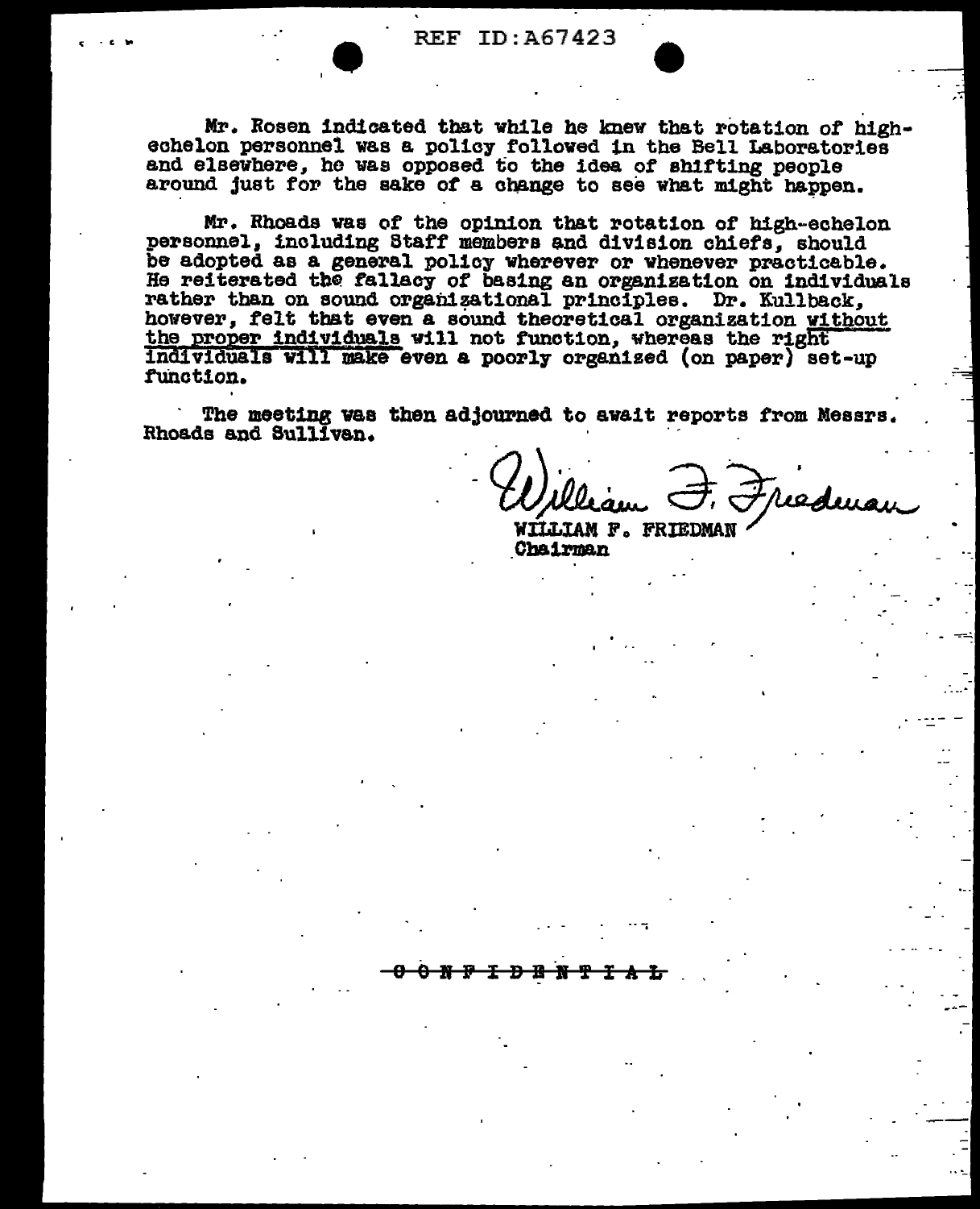Mr. Rosen indicated that while he knew that rotation of high-echelon personnel was a policy followed in the Bell Laboratories and elsewhere, he was opposed to the idea of shifting people around just for the sake of a change to see what might happen.

Mr. Rhoads was of the opinion that rotation of high-echelon personnel, including Staff members and division chiefs, should be adopted as a general policy wherever or whenever practicable. He reiterated the fallacy of basing an organization on individuals rather than on sound organizational principles. Dr. Kullback, however, felt that even a sound theoretical organization without the proper individuals will not function, whereas the right individuals will make even a poorly organized (on paper) set-up function.

The meeting was then adjourned to await reports from Messrs. Rhoads and Sullivan.

William F. Friedman

WILLIAM F. FRIEDMAN
Chairman

~~CONFIDENTIAL~~